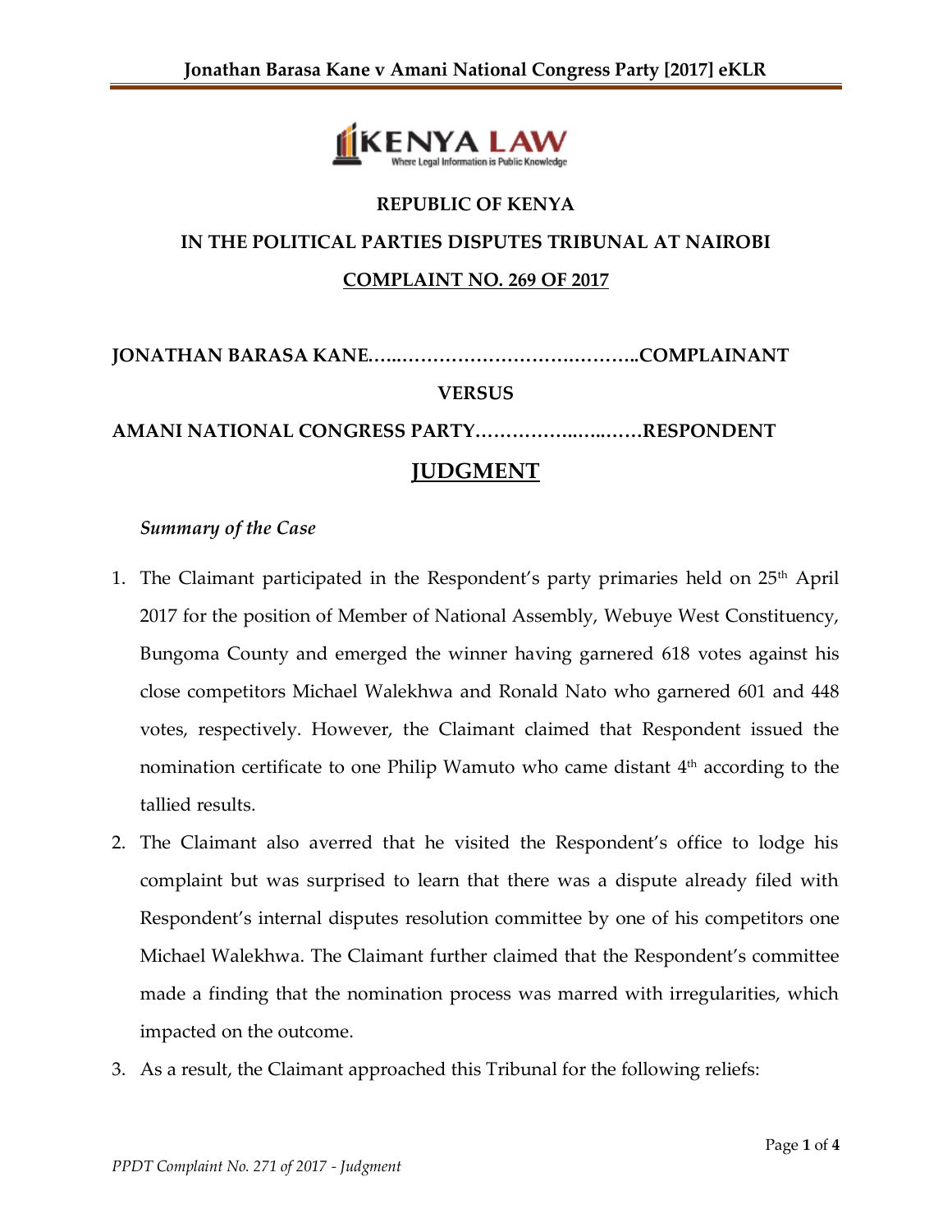**REPUBLIC OF KENYA**

**IN THE POLITICAL PARTIES DISPUTES TRIBUNAL AT NAIROBI**

**COMPLAINT NO. 269 OF 2017**

**JONATHAN BARASA KANE……..………………………….……..COMPLAINANT**

**VERSUS**

**AMANI NATIONAL CONGRESS PARTY…………..…..….….RESPONDENT**

# JUDGMENT

*Summary of the Case*

1. The Claimant participated in the Respondent's party primaries held on 25th April 2017 for the position of Member of National Assembly, Webuye West Constituency, Bungoma County and emerged the winner having garnered 618 votes against his close competitors Michael Walekhwa and Ronald Nato who garnered 601 and 448 votes, respectively. However, the Claimant claimed that Respondent issued the nomination certificate to one Philip Wamuto who came distant 4th according to the tallied results.
2. The Claimant also averred that he visited the Respondent's office to lodge his complaint but was surprised to learn that there was a dispute already filed with Respondent's internal disputes resolution committee by one of his competitors one Michael Walekhwa. The Claimant further claimed that the Respondent's committee made a finding that the nomination process was marred with irregularities, which impacted on the outcome.
3. As a result, the Claimant approached this Tribunal for the following reliefs: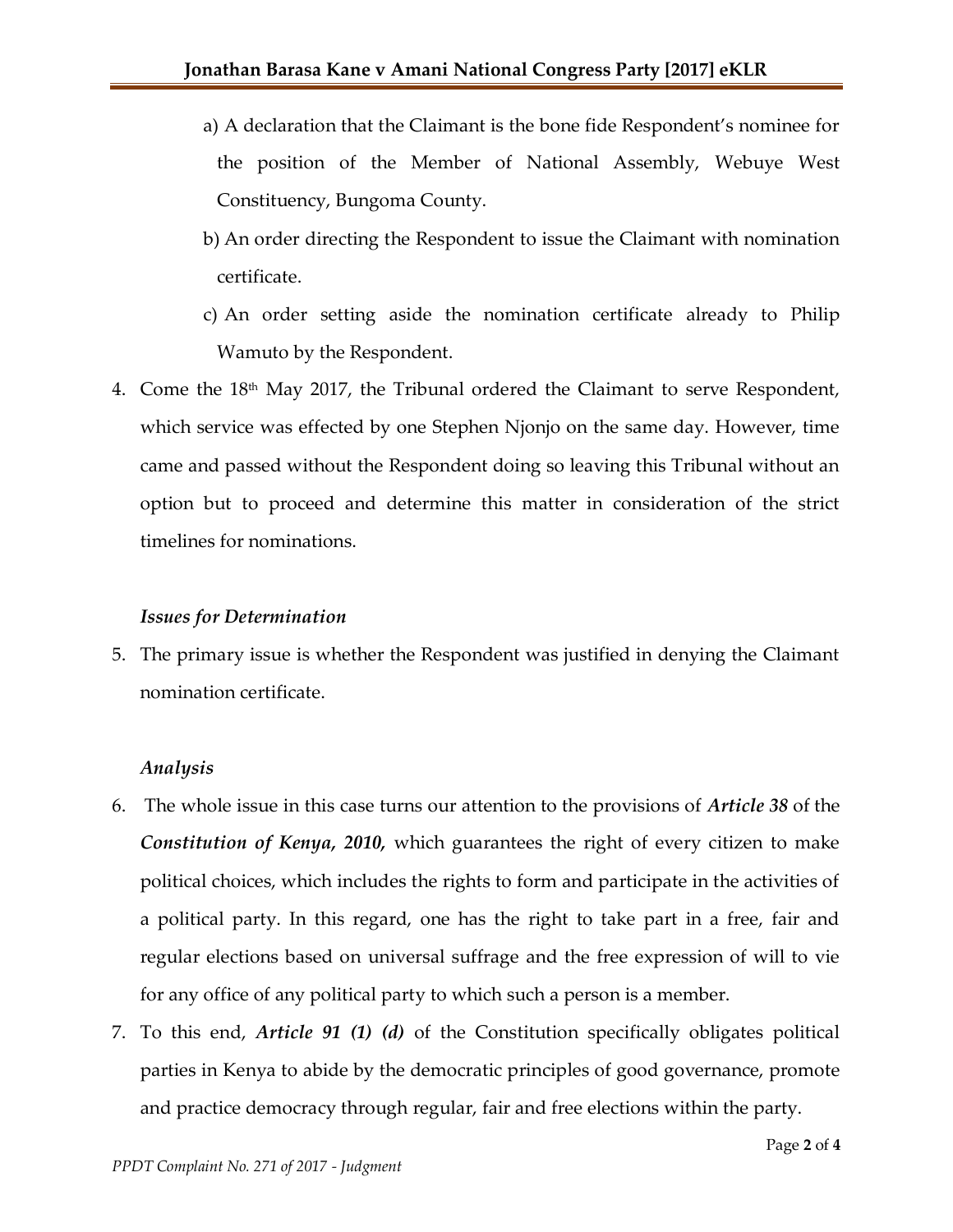a) A declaration that the Claimant is the bone fide Respondent's nominee for the position of the Member of National Assembly, Webuye West Constituency, Bungoma County.

b) An order directing the Respondent to issue the Claimant with nomination certificate.

c) An order setting aside the nomination certificate already to Philip Wamuto by the Respondent.

4. Come the 18th May 2017, the Tribunal ordered the Claimant to serve Respondent, which service was effected by one Stephen Njonjo on the same day. However, time came and passed without the Respondent doing so leaving this Tribunal without an option but to proceed and determine this matter in consideration of the strict timelines for nominations.

### *Issues for Determination*

5. The primary issue is whether the Respondent was justified in denying the Claimant nomination certificate.

### *Analysis*

6. The whole issue in this case turns our attention to the provisions of ***Article 38*** of the ***Constitution of Kenya, 2010,*** which guarantees the right of every citizen to make political choices, which includes the rights to form and participate in the activities of a political party. In this regard, one has the right to take part in a free, fair and regular elections based on universal suffrage and the free expression of will to vie for any office of any political party to which such a person is a member.

7. To this end, ***Article 91 (1) (d)*** of the Constitution specifically obligates political parties in Kenya to abide by the democratic principles of good governance, promote and practice democracy through regular, fair and free elections within the party.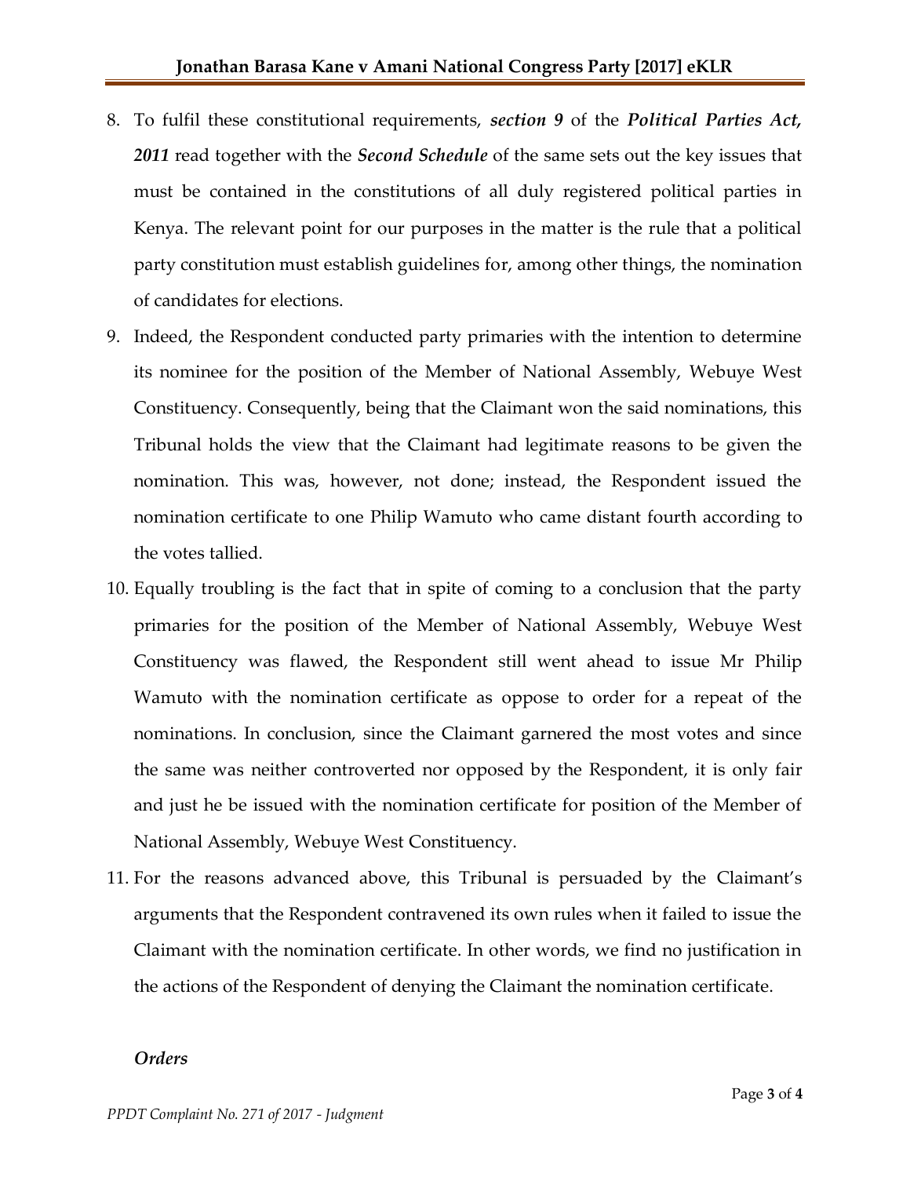8. To fulfil these constitutional requirements, ***section 9*** of the ***Political Parties Act, 2011*** read together with the ***Second Schedule*** of the same sets out the key issues that must be contained in the constitutions of all duly registered political parties in Kenya. The relevant point for our purposes in the matter is the rule that a political party constitution must establish guidelines for, among other things, the nomination of candidates for elections.
9. Indeed, the Respondent conducted party primaries with the intention to determine its nominee for the position of the Member of National Assembly, Webuye West Constituency. Consequently, being that the Claimant won the said nominations, this Tribunal holds the view that the Claimant had legitimate reasons to be given the nomination. This was, however, not done; instead, the Respondent issued the nomination certificate to one Philip Wamuto who came distant fourth according to the votes tallied.
10. Equally troubling is the fact that in spite of coming to a conclusion that the party primaries for the position of the Member of National Assembly, Webuye West Constituency was flawed, the Respondent still went ahead to issue Mr Philip Wamuto with the nomination certificate as oppose to order for a repeat of the nominations. In conclusion, since the Claimant garnered the most votes and since the same was neither controverted nor opposed by the Respondent, it is only fair and just he be issued with the nomination certificate for position of the Member of National Assembly, Webuye West Constituency.
11. For the reasons advanced above, this Tribunal is persuaded by the Claimant's arguments that the Respondent contravened its own rules when it failed to issue the Claimant with the nomination certificate. In other words, we find no justification in the actions of the Respondent of denying the Claimant the nomination certificate.

### *Orders*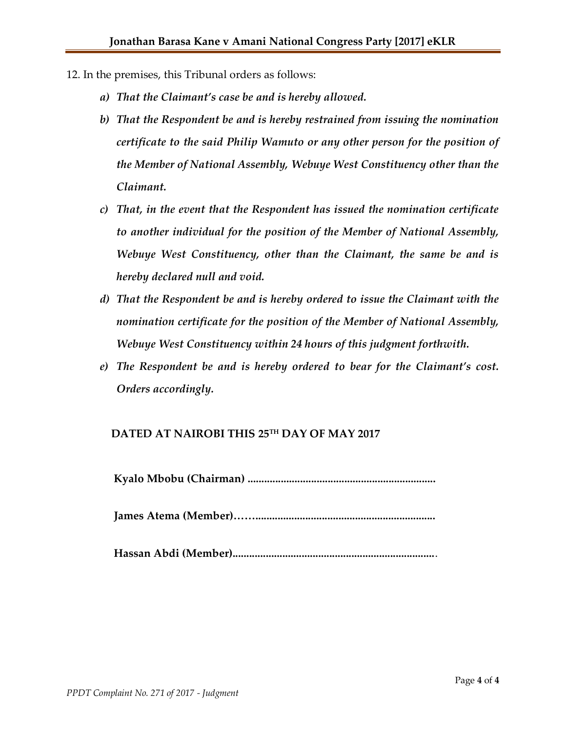12. In the premises, this Tribunal orders as follows:

   a) *That the Claimant's case be and is hereby allowed.*

   b) *That the Respondent be and is hereby restrained from issuing the nomination certificate to the said Philip Wamuto or any other person for the position of the Member of National Assembly, Webuye West Constituency other than the Claimant.*

   c) *That, in the event that the Respondent has issued the nomination certificate to another individual for the position of the Member of National Assembly, Webuye West Constituency, other than the Claimant, the same be and is hereby declared null and void.*

   d) *That the Respondent be and is hereby ordered to issue the Claimant with the nomination certificate for the position of the Member of National Assembly, Webuye West Constituency within 24 hours of this judgment forthwith.*

   e) *The Respondent be and is hereby ordered to bear for the Claimant's cost. Orders accordingly.*

**DATED AT NAIROBI THIS 25TH DAY OF MAY 2017**

**Kyalo Mbobu (Chairman) ..................................................................**

**James Atema (Member)……..................................................................**

**Hassan Abdi (Member).........................................................................**